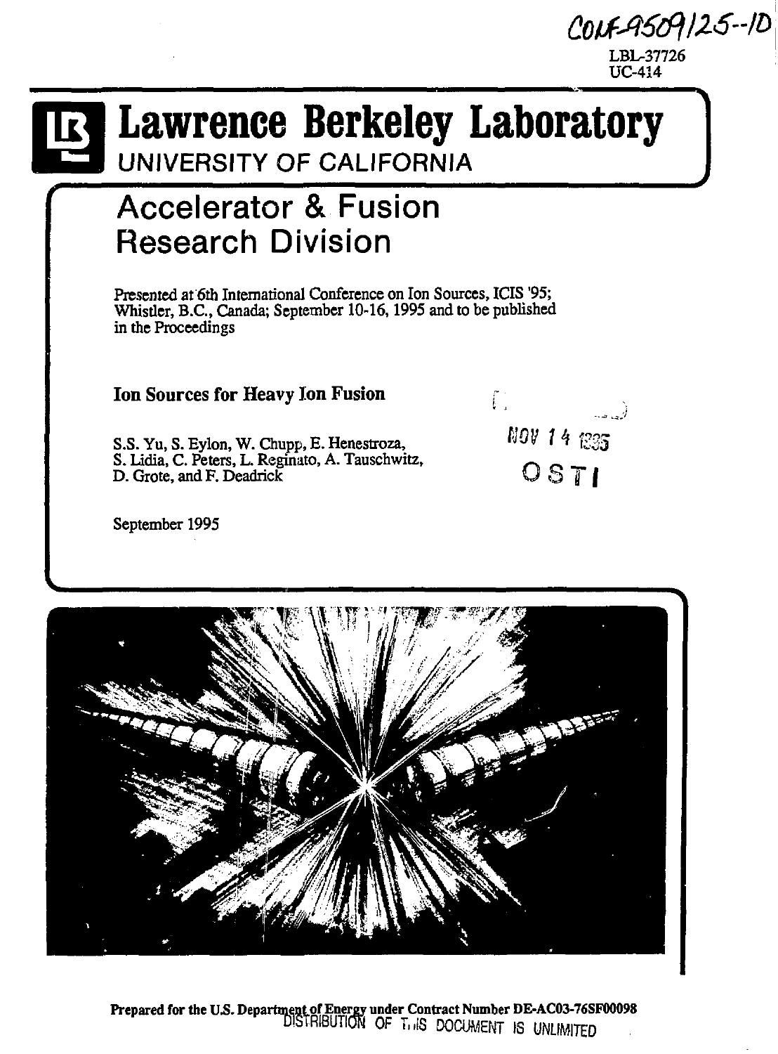CONF-9509125--10

LBL-37726
UC-414

# Lawrence Berkeley Laboratory

UNIVERSITY OF CALIFORNIA

## Accelerator & Fusion Research Division

Presented at 6th International Conference on Ion Sources, ICIS '95; Whistler, B.C., Canada; September 10-16, 1995 and to be published in the Proceedings

### Ion Sources for Heavy Ion Fusion

S.S. Yu, S. Eylon, W. Chupp, E. Henestroza, S. Lidia, C. Peters, L. Reginato, A. Tauschwitz, D. Grote, and F. Deadrick

NOV 14 1995

OSTI

September 1995

**Prepared for the U.S. Department of Energy under Contract Number DE-AC03-76SF00098**

DISTRIBUTION OF THIS DOCUMENT IS UNLIMITED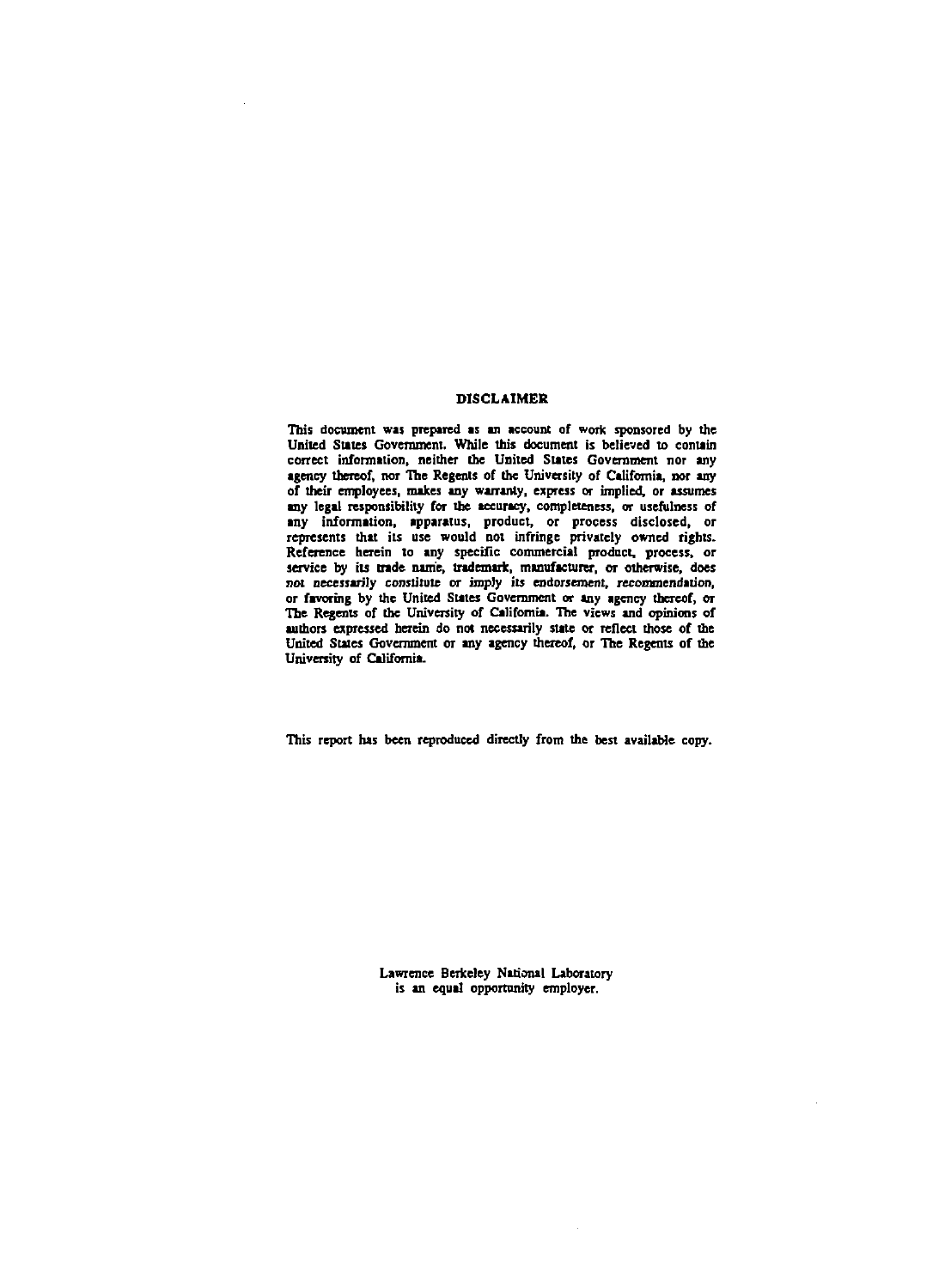## DISCLAIMER

This document was prepared as an account of work sponsored by the United States Government. While this document is believed to contain correct information, neither the United States Government nor any agency thereof, nor The Regents of the University of California, nor any of their employees, makes any warranty, express or implied, or assumes any legal responsibility for the accuracy, completeness, or usefulness of any information, apparatus, product, or process disclosed, or represents that its use would not infringe privately owned rights. Reference herein to any specific commercial product, process, or service by its trade name, trademark, manufacturer, or otherwise, does *not necessarily constitute or imply its endorsement, recommendation,* or favoring by the United States Government or any agency thereof, or The Regents of the University of California. The views and opinions of authors expressed herein do not necessarily state or reflect those of the United States Government or any agency thereof, or The Regents of the University of California.

This report has been reproduced directly from the best available copy.

Lawrence Berkeley National Laboratory is an equal opportunity employer.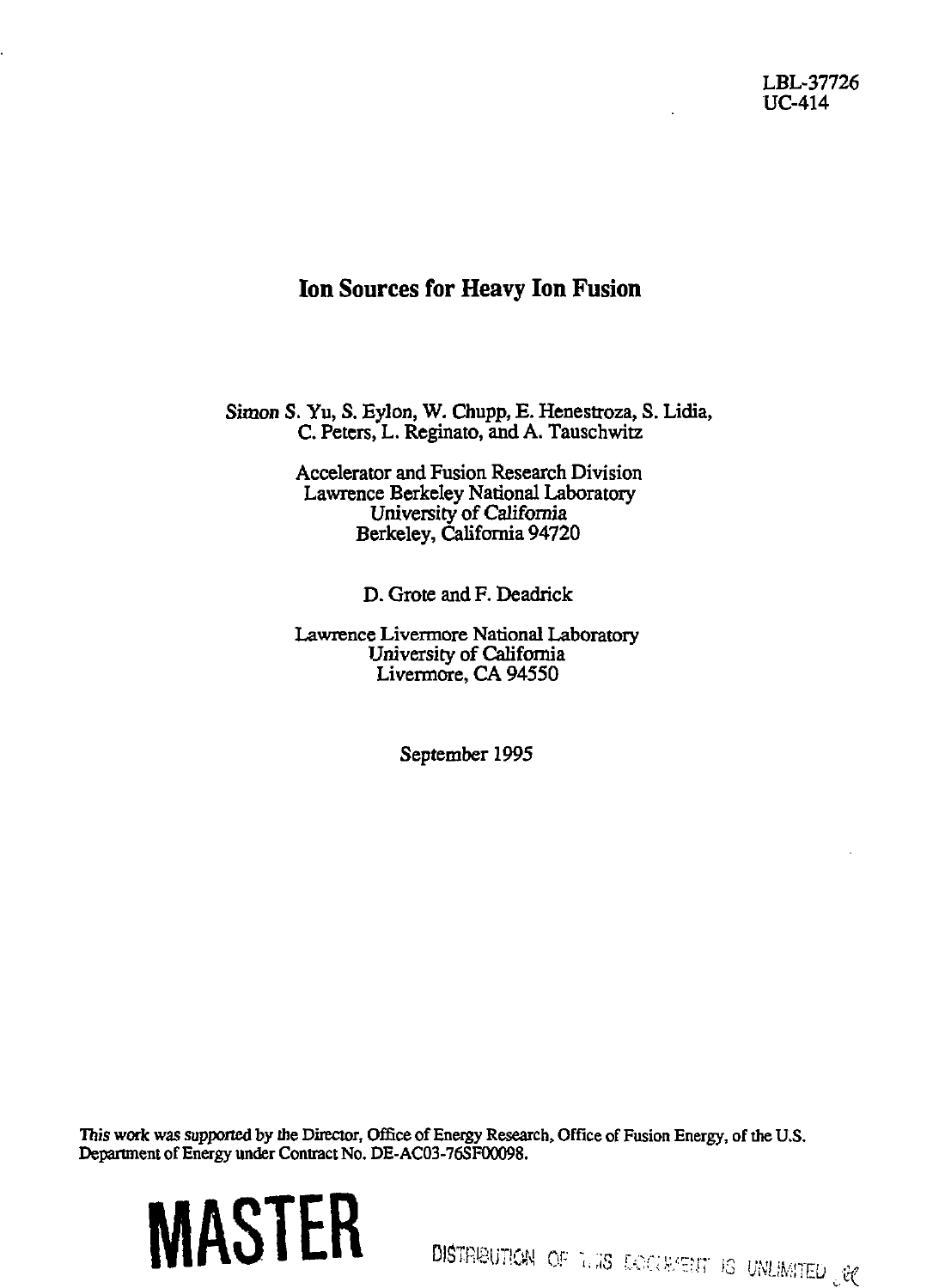LBL-37726
UC-414

# Ion Sources for Heavy Ion Fusion

Simon S. Yu, S. Eylon, W. Chupp, E. Henestroza, S. Lidia, C. Peters, L. Reginato, and A. Tauschwitz

Accelerator and Fusion Research Division
Lawrence Berkeley National Laboratory
University of California
Berkeley, California 94720

D. Grote and F. Deadrick

Lawrence Livermore National Laboratory
University of California
Livermore, CA 94550

September 1995

This work was supported by the Director, Office of Energy Research, Office of Fusion Energy, of the U.S. Department of Energy under Contract No. DE-AC03-76SF00098.

**MASTER**

DISTRIBUTION OF THIS DOCUMENT IS UNLIMITED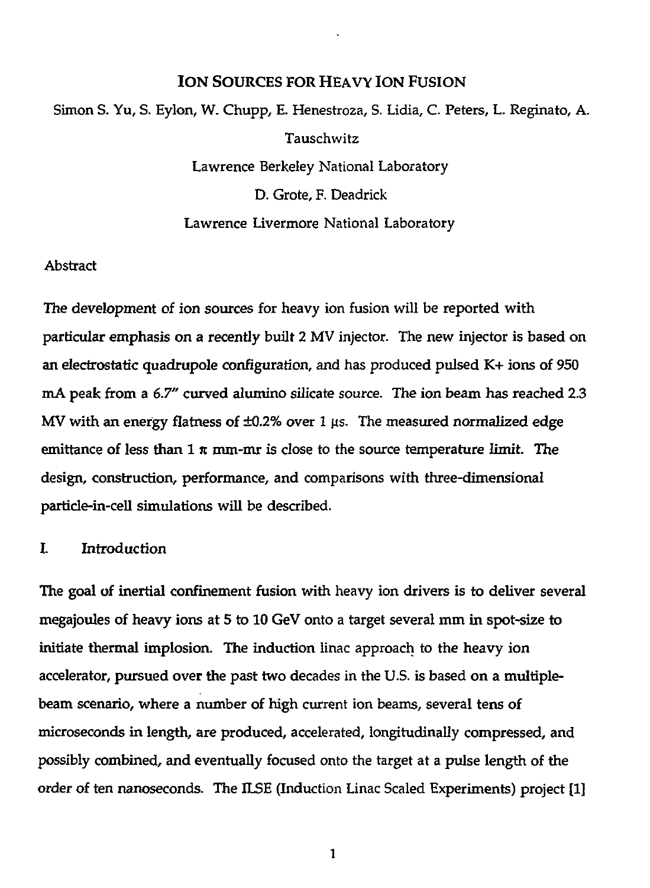# ION SOURCES FOR HEAVY ION FUSION

Simon S. Yu, S. Eylon, W. Chupp, E. Henestroza, S. Lidia, C. Peters, L. Reginato, A. Tauschwitz

Lawrence Berkeley National Laboratory

D. Grote, F. Deadrick

Lawrence Livermore National Laboratory

## Abstract

The development of ion sources for heavy ion fusion will be reported with particular emphasis on a recently built 2 MV injector. The new injector is based on an electrostatic quadrupole configuration, and has produced pulsed K+ ions of 950 mA peak from a 6.7" curved alumino silicate source. The ion beam has reached 2.3 MV with an energy flatness of ±0.2% over 1 μs. The measured normalized edge emittance of less than 1 π mm-mr is close to the source temperature limit. The design, construction, performance, and comparisons with three-dimensional particle-in-cell simulations will be described.

## I. Introduction

The goal of inertial confinement fusion with heavy ion drivers is to deliver several megajoules of heavy ions at 5 to 10 GeV onto a target several mm in spot-size to initiate thermal implosion. The induction linac approach to the heavy ion accelerator, pursued over the past two decades in the U.S. is based on a multiple-beam scenario, where a number of high current ion beams, several tens of microseconds in length, are produced, accelerated, longitudinally compressed, and possibly combined, and eventually focused onto the target at a pulse length of the order of ten nanoseconds. The ILSE (Induction Linac Scaled Experiments) project [1]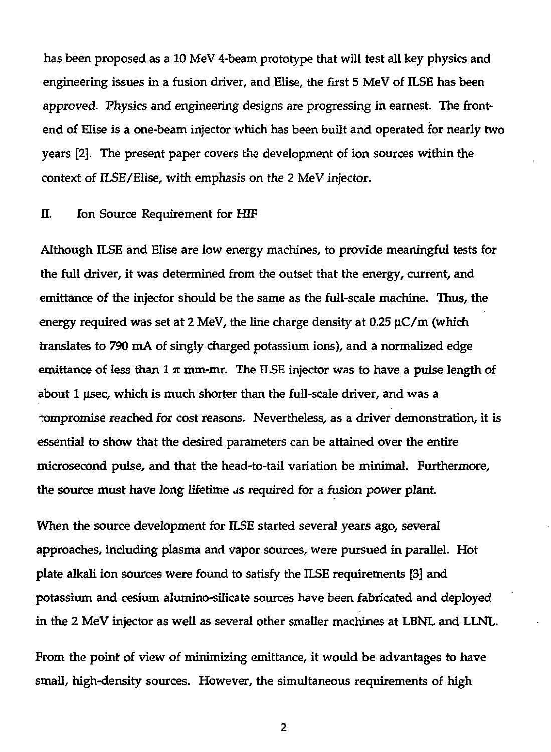has been proposed as a 10 MeV 4-beam prototype that will test all key physics and engineering issues in a fusion driver, and Elise, the first 5 MeV of ILSE has been approved. Physics and engineering designs are progressing in earnest. The front-end of Elise is a one-beam injector which has been built and operated for nearly two years [2]. The present paper covers the development of ion sources within the context of ILSE/Elise, with emphasis on the 2 MeV injector.

## II. Ion Source Requirement for HIF

Although ILSE and Elise are low energy machines, to provide meaningful tests for the full driver, it was determined from the outset that the energy, current, and emittance of the injector should be the same as the full-scale machine. Thus, the energy required was set at 2 MeV, the line charge density at 0.25 μC/m (which translates to 790 mA of singly charged potassium ions), and a normalized edge emittance of less than 1 π mm-mr. The ILSE injector was to have a pulse length of about 1 μsec, which is much shorter than the full-scale driver, and was a compromise reached for cost reasons. Nevertheless, as a driver demonstration, it is essential to show that the desired parameters can be attained over the entire microsecond pulse, and that the head-to-tail variation be minimal. Furthermore, the source must have long lifetime as required for a fusion power plant.

When the source development for ILSE started several years ago, several approaches, including plasma and vapor sources, were pursued in parallel. Hot plate alkali ion sources were found to satisfy the ILSE requirements [3] and potassium and cesium alumino-silicate sources have been fabricated and deployed in the 2 MeV injector as well as several other smaller machines at LBNL and LLNL.

From the point of view of minimizing emittance, it would be advantages to have small, high-density sources. However, the simultaneous requirements of high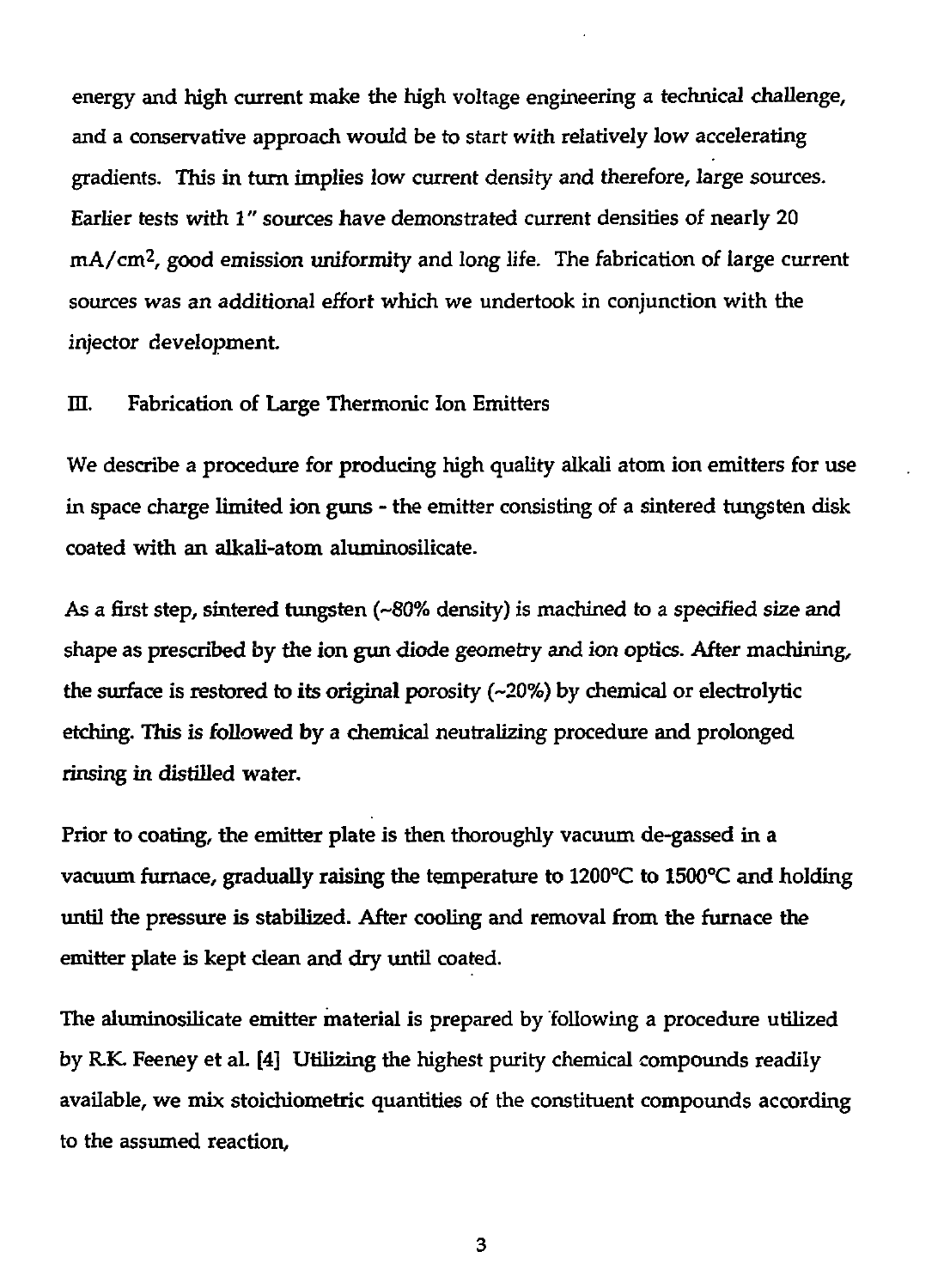energy and high current make the high voltage engineering a technical challenge, and a conservative approach would be to start with relatively low accelerating gradients. This in turn implies low current density and therefore, large sources. Earlier tests with 1" sources have demonstrated current densities of nearly 20 $mA/cm^2$, good emission uniformity and long life. The fabrication of large current sources was an additional effort which we undertook in conjunction with the injector development.

## III. Fabrication of Large Thermonic Ion Emitters

We describe a procedure for producing high quality alkali atom ion emitters for use in space charge limited ion guns - the emitter consisting of a sintered tungsten disk coated with an alkali-atom aluminosilicate.

As a first step, sintered tungsten (~80% density) is machined to a specified size and shape as prescribed by the ion gun diode geometry and ion optics. After machining, the surface is restored to its original porosity (~20%) by chemical or electrolytic etching. This is followed by a chemical neutralizing procedure and prolonged rinsing in distilled water.

Prior to coating, the emitter plate is then thoroughly vacuum de-gassed in a vacuum furnace, gradually raising the temperature to 1200°C to 1500°C and holding until the pressure is stabilized. After cooling and removal from the furnace the emitter plate is kept clean and dry until coated.

The aluminosilicate emitter material is prepared by following a procedure utilized by R.K. Feeney et al. [4] Utilizing the highest purity chemical compounds readily available, we mix stoichiometric quantities of the constituent compounds according to the assumed reaction,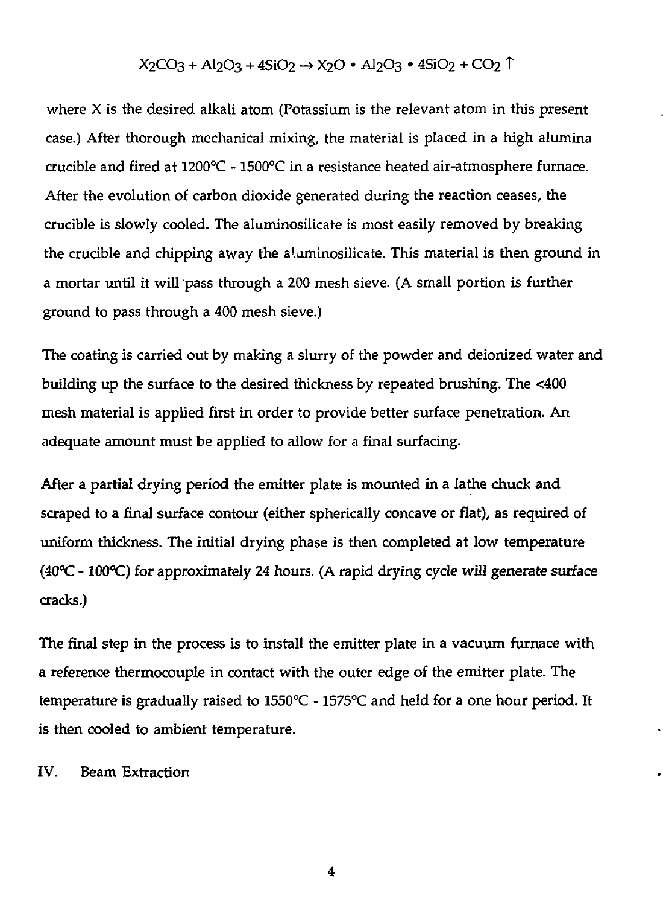$$X_2CO_3 + Al_2O_3 + 4SiO_2 \rightarrow X_2O \bullet Al_2O_3 \bullet 4SiO_2 + CO_2 \uparrow$$

where X is the desired alkali atom (Potassium is the relevant atom in this present case.) After thorough mechanical mixing, the material is placed in a high alumina crucible and fired at 1200°C - 1500°C in a resistance heated air-atmosphere furnace. After the evolution of carbon dioxide generated during the reaction ceases, the crucible is slowly cooled. The aluminosilicate is most easily removed by breaking the crucible and chipping away the aluminosilicate. This material is then ground in a mortar until it will pass through a 200 mesh sieve. (A small portion is further ground to pass through a 400 mesh sieve.)

The coating is carried out by making a slurry of the powder and deionized water and building up the surface to the desired thickness by repeated brushing. The <400 mesh material is applied first in order to provide better surface penetration. An adequate amount must be applied to allow for a final surfacing.

After a partial drying period the emitter plate is mounted in a lathe chuck and scraped to a final surface contour (either spherically concave or flat), as required of uniform thickness. The initial drying phase is then completed at low temperature (40°C - 100°C) for approximately 24 hours. (A rapid drying cycle will generate surface cracks.)

The final step in the process is to install the emitter plate in a vacuum furnace with a reference thermocouple in contact with the outer edge of the emitter plate. The temperature is gradually raised to 1550°C - 1575°C and held for a one hour period. It is then cooled to ambient temperature.

## IV. Beam Extraction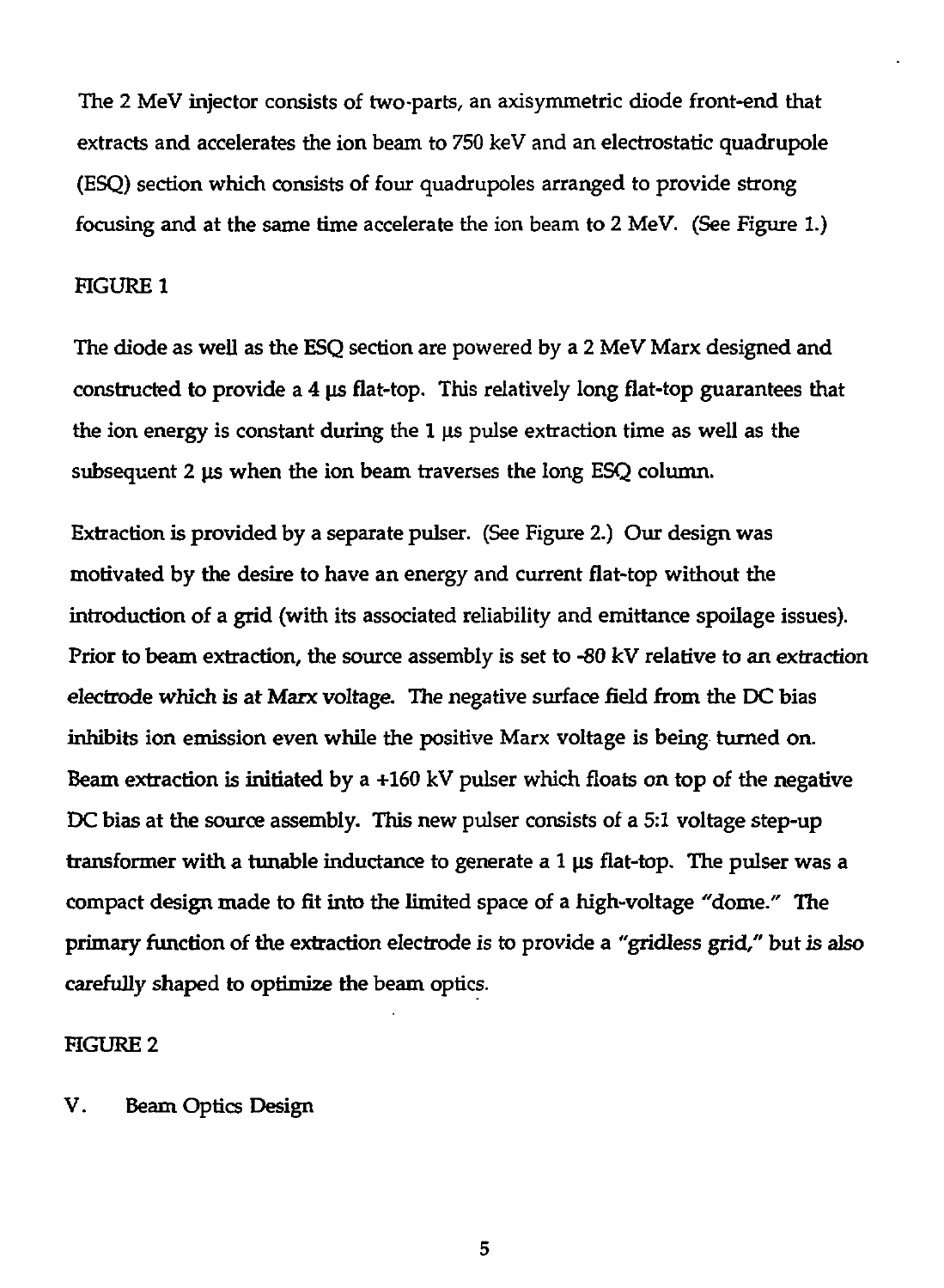The 2 MeV injector consists of two-parts, an axisymmetric diode front-end that extracts and accelerates the ion beam to 750 keV and an electrostatic quadrupole (ESQ) section which consists of four quadrupoles arranged to provide strong focusing and at the same time accelerate the ion beam to 2 MeV. (See Figure 1.)

FIGURE 1

The diode as well as the ESQ section are powered by a 2 MeV Marx designed and constructed to provide a 4 μs flat-top. This relatively long flat-top guarantees that the ion energy is constant during the 1 μs pulse extraction time as well as the subsequent 2 μs when the ion beam traverses the long ESQ column.

Extraction is provided by a separate pulser. (See Figure 2.) Our design was motivated by the desire to have an energy and current flat-top without the introduction of a grid (with its associated reliability and emittance spoilage issues). Prior to beam extraction, the source assembly is set to -80 kV relative to an extraction electrode which is at Marx voltage. The negative surface field from the DC bias inhibits ion emission even while the positive Marx voltage is being turned on. Beam extraction is initiated by a +160 kV pulser which floats on top of the negative DC bias at the source assembly. This new pulser consists of a 5:1 voltage step-up transformer with a tunable inductance to generate a 1 μs flat-top. The pulser was a compact design made to fit into the limited space of a high-voltage "dome." The primary function of the extraction electrode is to provide a "gridless grid," but is also carefully shaped to optimize the beam optics.

FIGURE 2

## V. Beam Optics Design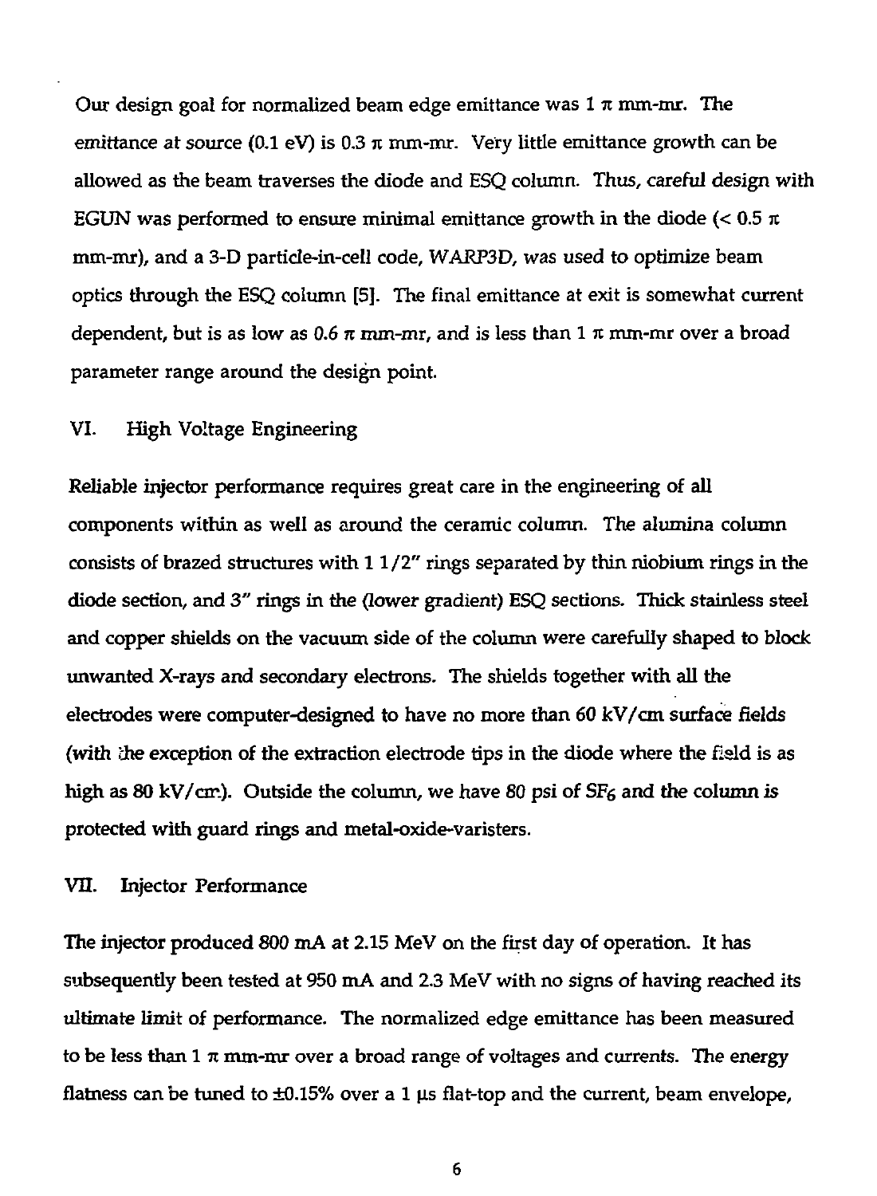Our design goal for normalized beam edge emittance was 1 π mm-mr. The emittance at source (0.1 eV) is 0.3 π mm-mr. Very little emittance growth can be allowed as the beam traverses the diode and ESQ column. Thus, careful design with EGUN was performed to ensure minimal emittance growth in the diode (< 0.5 π mm-mr), and a 3-D particle-in-cell code, WARP3D, was used to optimize beam optics through the ESQ column [5]. The final emittance at exit is somewhat current dependent, but is as low as 0.6 π mm-mr, and is less than 1 π mm-mr over a broad parameter range around the design point.

## VI. High Voltage Engineering

Reliable injector performance requires great care in the engineering of all components within as well as around the ceramic column. The alumina column consists of brazed structures with 1 1/2" rings separated by thin niobium rings in the diode section, and 3" rings in the (lower gradient) ESQ sections. Thick stainless steel and copper shields on the vacuum side of the column were carefully shaped to block unwanted X-rays and secondary electrons. The shields together with all the electrodes were computer-designed to have no more than 60 kV/cm surface fields (with the exception of the extraction electrode tips in the diode where the field is as high as 80 kV/cm). Outside the column, we have 80 psi of $SF_6$ and the column is protected with guard rings and metal-oxide-varisters.

## VII. Injector Performance

The injector produced 800 mA at 2.15 MeV on the first day of operation. It has subsequently been tested at 950 mA and 2.3 MeV with no signs of having reached its ultimate limit of performance. The normalized edge emittance has been measured to be less than 1 π mm-mr over a broad range of voltages and currents. The energy flatness can be tuned to ±0.15% over a 1 μs flat-top and the current, beam envelope,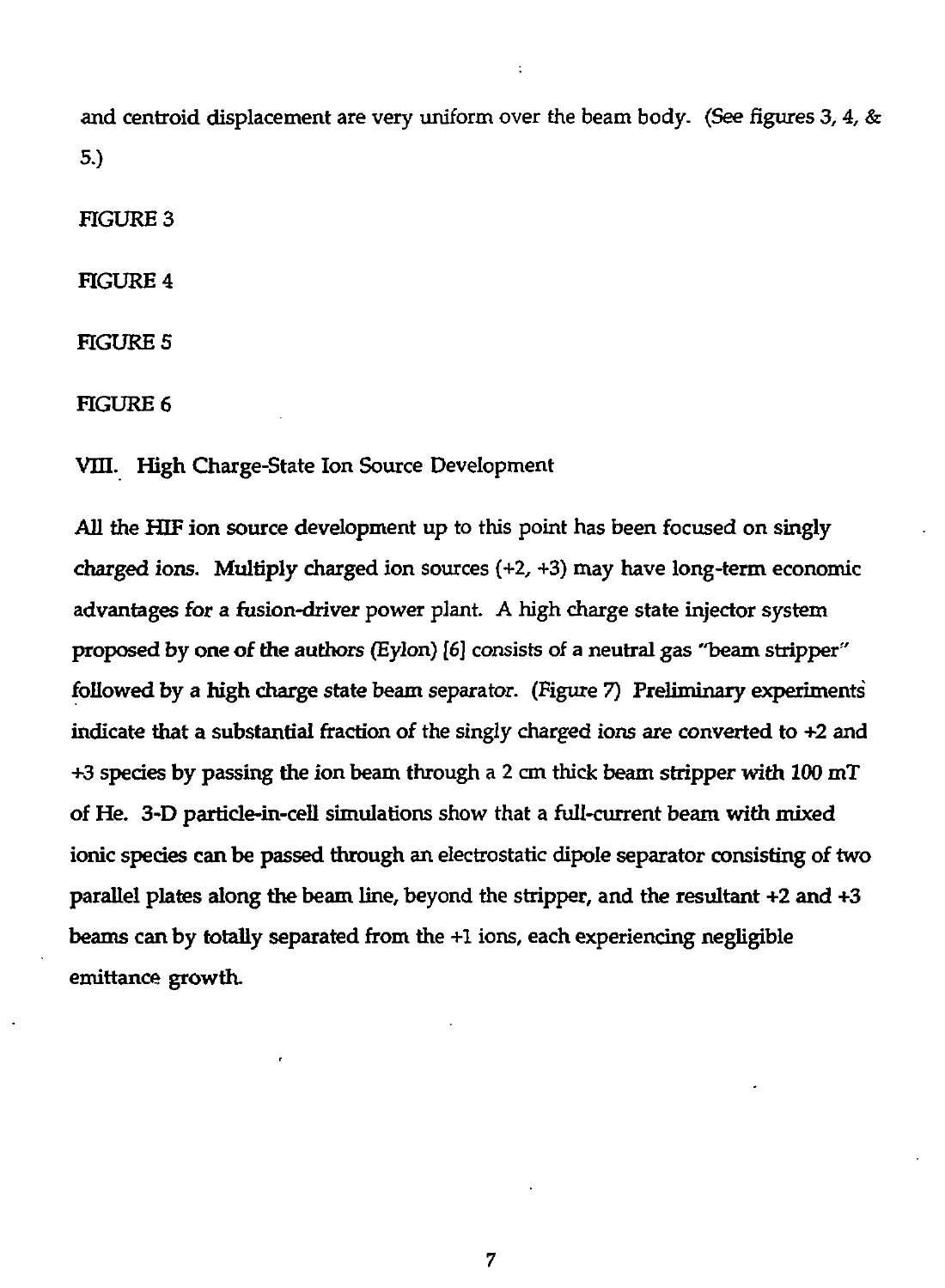and centroid displacement are very uniform over the beam body. (See figures 3, 4, & 5.)

FIGURE 3

FIGURE 4

FIGURE 5

FIGURE 6

## VIII. High Charge-State Ion Source Development

All the HIF ion source development up to this point has been focused on singly charged ions. Multiply charged ion sources (+2, +3) may have long-term economic advantages for a fusion-driver power plant. A high charge state injector system proposed by one of the authors (Eylon) [6] consists of a neutral gas "beam stripper" followed by a high charge state beam separator. (Figure 7) Preliminary experiments indicate that a substantial fraction of the singly charged ions are converted to +2 and +3 species by passing the ion beam through a 2 cm thick beam stripper with 100 mT of He. 3-D particle-in-cell simulations show that a full-current beam with mixed ionic species can be passed through an electrostatic dipole separator consisting of two parallel plates along the beam line, beyond the stripper, and the resultant +2 and +3 beams can by totally separated from the +1 ions, each experiencing negligible emittance growth.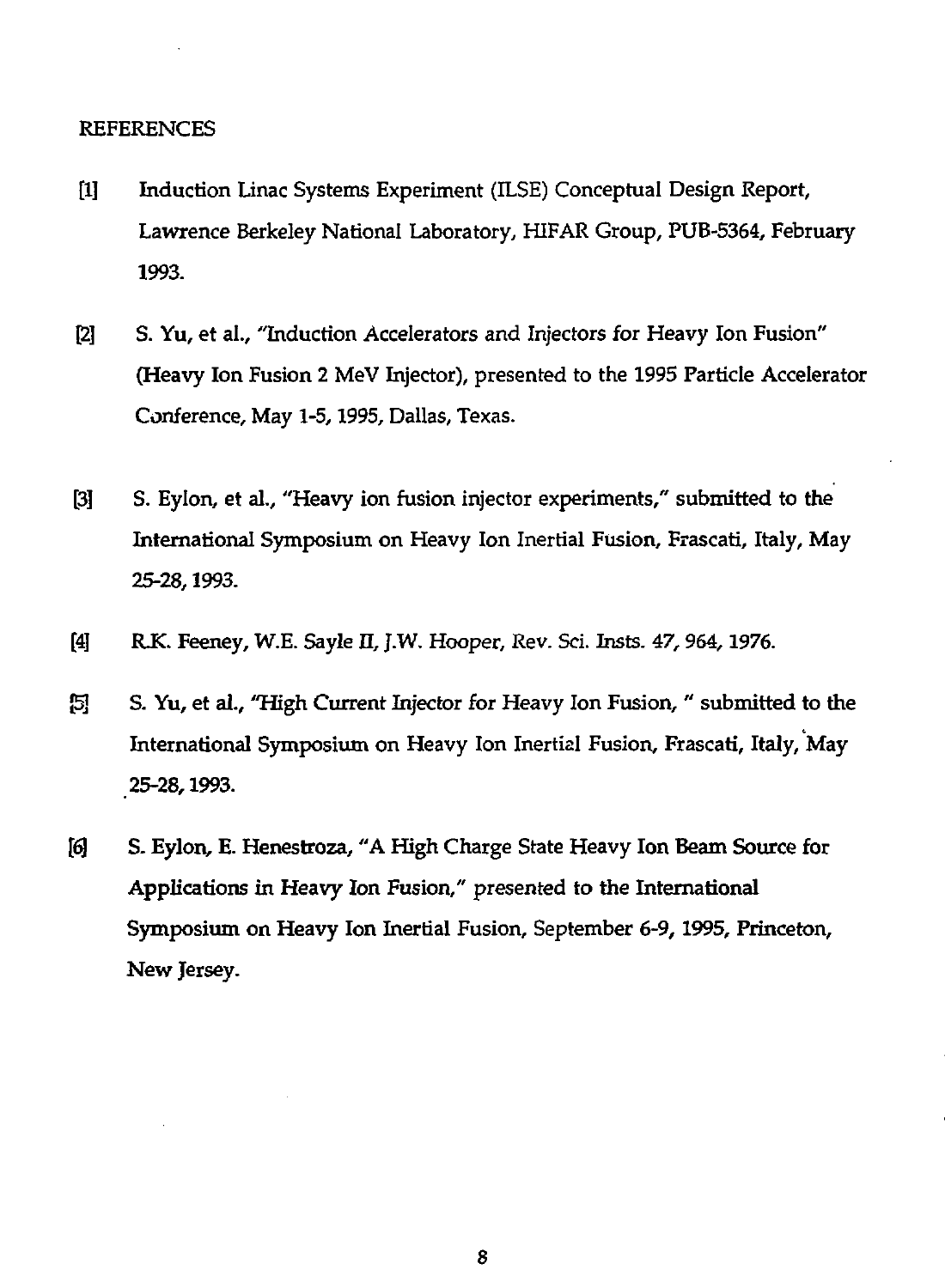REFERENCES

[1] Induction Linac Systems Experiment (ILSE) Conceptual Design Report, Lawrence Berkeley National Laboratory, HIFAR Group, PUB-5364, February 1993.

[2] S. Yu, et al., "Induction Accelerators and Injectors for Heavy Ion Fusion" (Heavy Ion Fusion 2 MeV Injector), presented to the 1995 Particle Accelerator Conference, May 1-5, 1995, Dallas, Texas.

[3] S. Eylon, et al., "Heavy ion fusion injector experiments," submitted to the International Symposium on Heavy Ion Inertial Fusion, Frascati, Italy, May 25-28, 1993.

[4] R.K. Feeney, W.E. Sayle II, J.W. Hooper, Rev. Sci. Insts. 47, 964, 1976.

[5] S. Yu, et al., "High Current Injector for Heavy Ion Fusion, " submitted to the International Symposium on Heavy Ion Inertial Fusion, Frascati, Italy, May 25-28, 1993.

[6] S. Eylon, E. Henestroza, "A High Charge State Heavy Ion Beam Source for Applications in Heavy Ion Fusion," presented to the International Symposium on Heavy Ion Inertial Fusion, September 6-9, 1995, Princeton, New Jersey.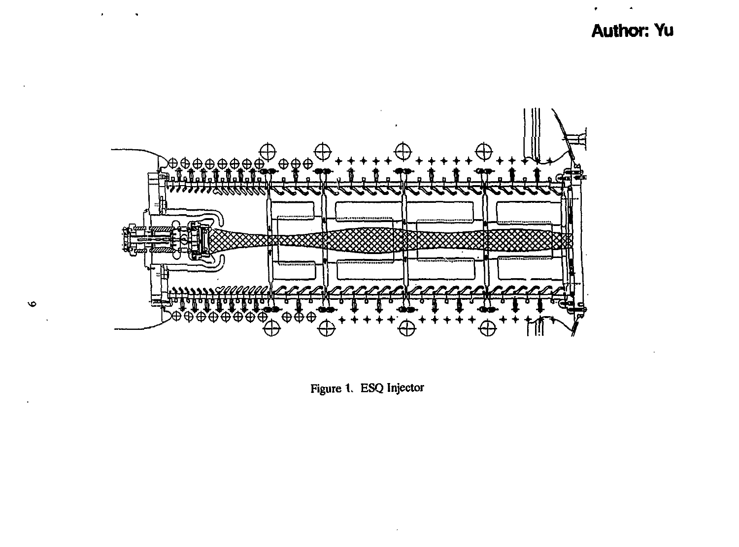Figure 1. ESQ Injector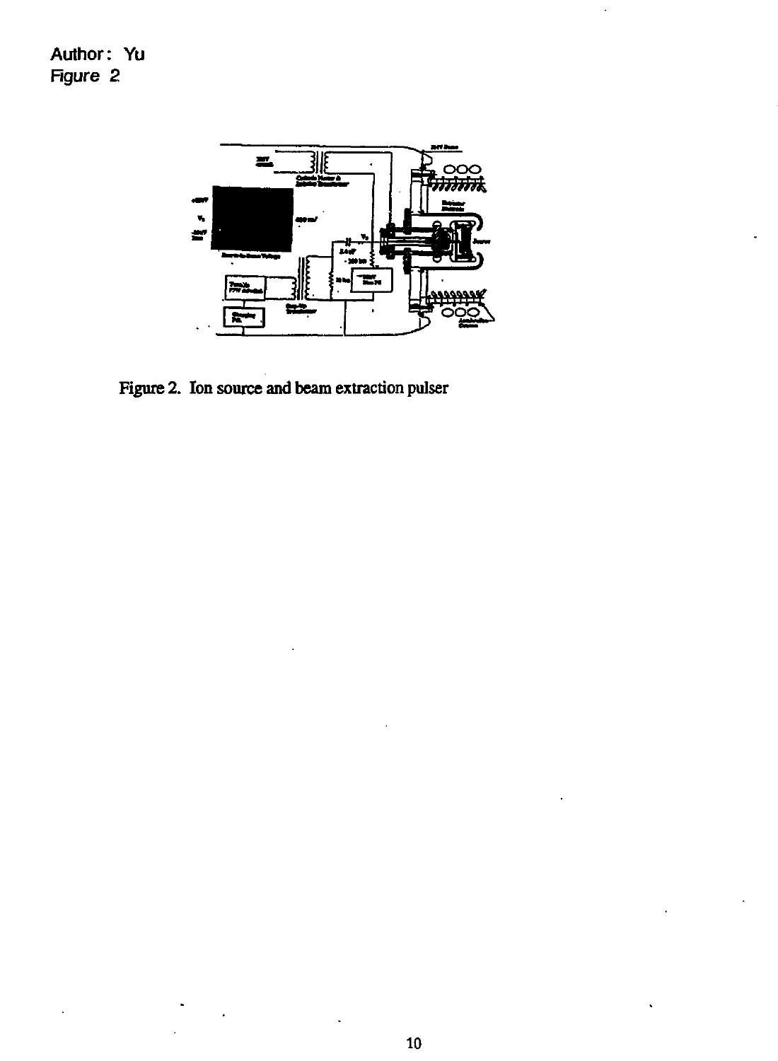Author: Yu
Figure 2

Figure 2. Ion source and beam extraction pulser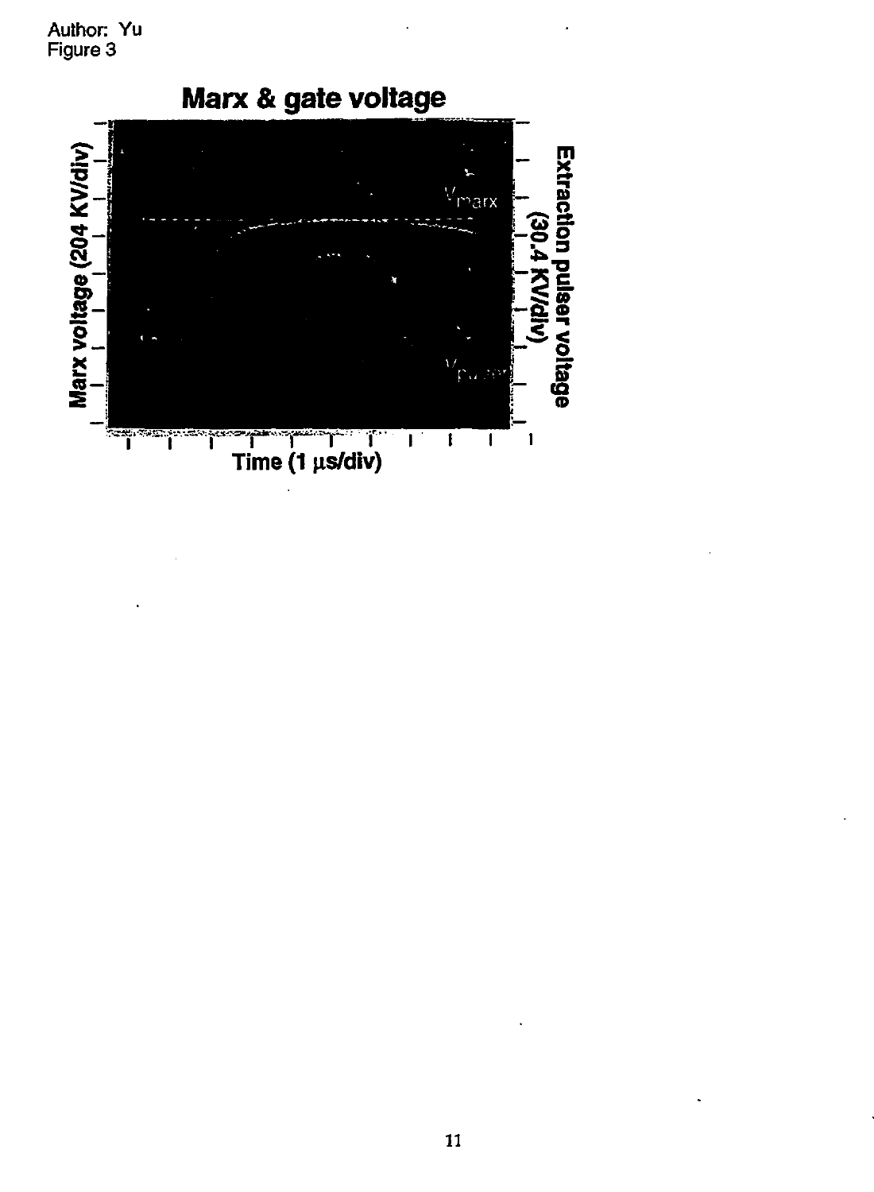Author: Yu
Figure 3

**Marx & gate voltage**

Marx voltage (204 KV/div)

Extraction pulser voltage (30.4 KV/div)

$V_{marx}$

$V_{pulser}$

Time (1 μs/div)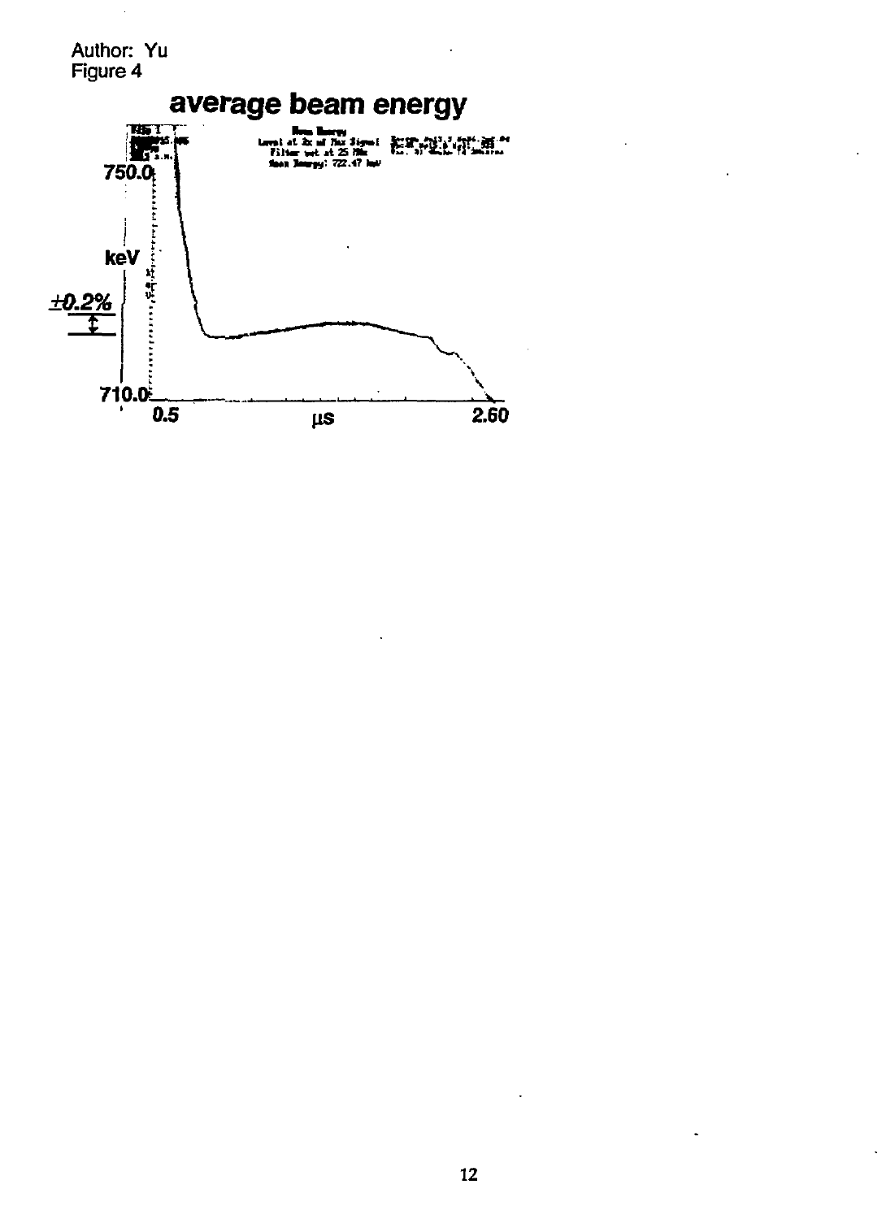Author: Yu
Figure 4

average beam energy

750.0

keV

±0.2%

710.0

0.5

μs

2.60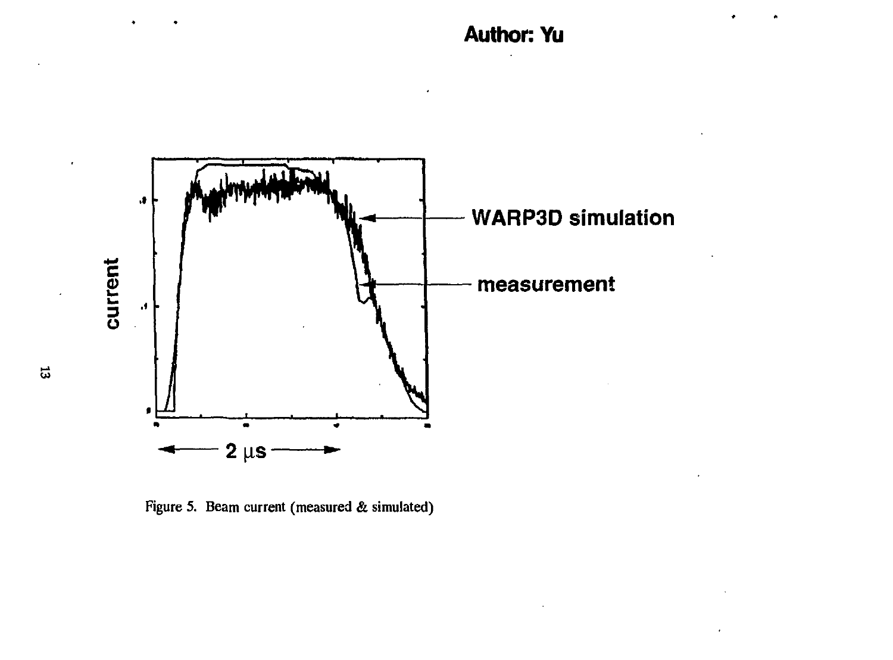Figure 5. Beam current (measured & simulated)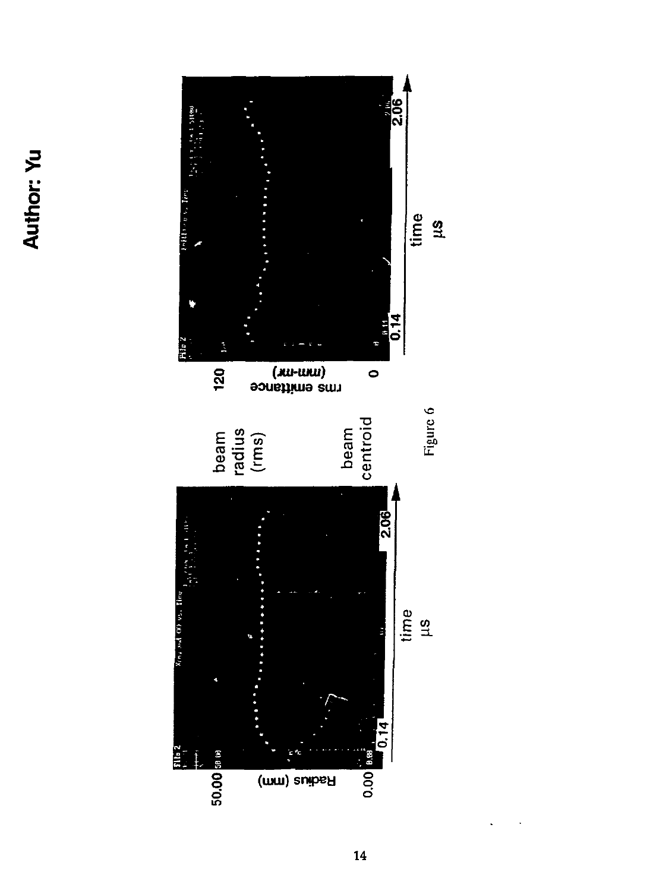beam radius (rms)

beam centroid

Radius (mm)

50.00

0.00

0.14

2.06

time

µs

120

rms emittance (mm-mr)

0

0.14

2.06

time

µs

Figure 6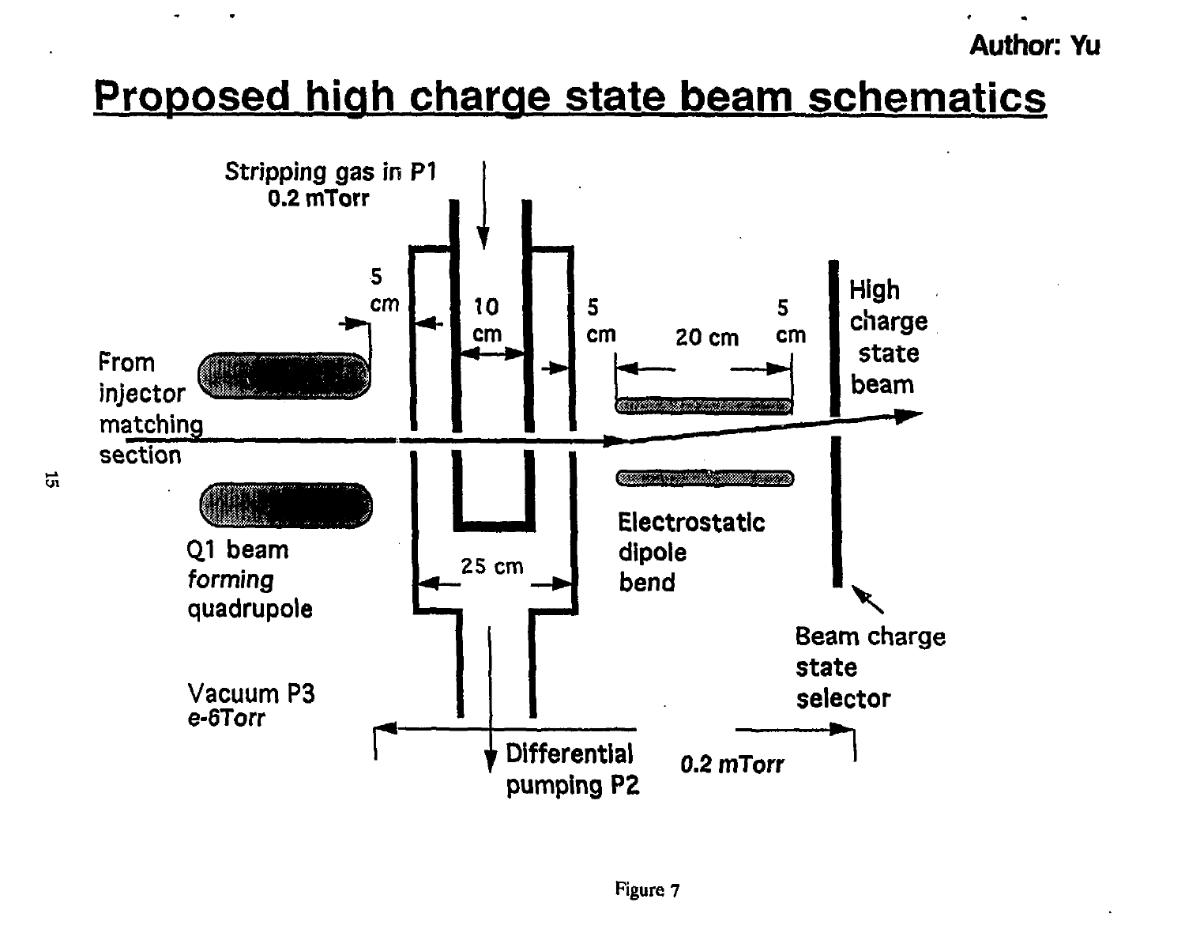Author: Yu

# Proposed high charge state beam schematics

Stripping gas in P1
0.2 mTorr

5 cm

10 cm

5 cm

20 cm

5 cm

High charge state beam

From injector matching section

Q1 beam *forming* quadrupole

25 cm

Electrostatic dipole bend

Beam charge state selector

Vacuum P3
*e-6Torr*

Differential pumping P2

*0.2 mTorr*

Figure 7